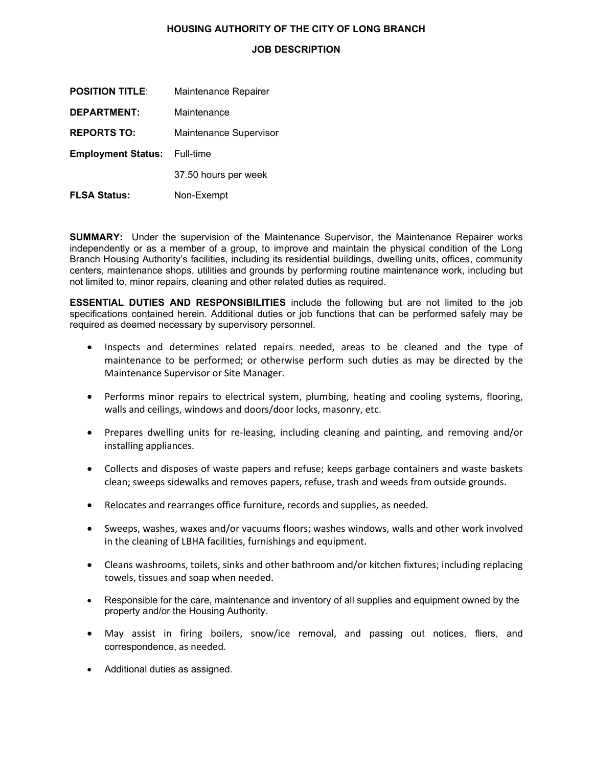# HOUSING AUTHORITY OF THE CITY OF LONG BRANCH

## JOB DESCRIPTION

**POSITION TITLE**: Maintenance Repairer

**DEPARTMENT:** Maintenance

**REPORTS TO:** Maintenance Supervisor

**Employment Status:** Full-time

37.50 hours per week

**FLSA Status:** Non-Exempt

**SUMMARY:** Under the supervision of the Maintenance Supervisor, the Maintenance Repairer works independently or as a member of a group, to improve and maintain the physical condition of the Long Branch Housing Authority's facilities, including its residential buildings, dwelling units, offices, community centers, maintenance shops, utilities and grounds by performing routine maintenance work, including but not limited to, minor repairs, cleaning and other related duties as required.

**ESSENTIAL DUTIES AND RESPONSIBILITIES** include the following but are not limited to the job specifications contained herein. Additional duties or job functions that can be performed safely may be required as deemed necessary by supervisory personnel.

- Inspects and determines related repairs needed, areas to be cleaned and the type of maintenance to be performed; or otherwise perform such duties as may be directed by the Maintenance Supervisor or Site Manager.
- Performs minor repairs to electrical system, plumbing, heating and cooling systems, flooring, walls and ceilings, windows and doors/door locks, masonry, etc.
- Prepares dwelling units for re-leasing, including cleaning and painting, and removing and/or installing appliances.
- Collects and disposes of waste papers and refuse; keeps garbage containers and waste baskets clean; sweeps sidewalks and removes papers, refuse, trash and weeds from outside grounds.
- Relocates and rearranges office furniture, records and supplies, as needed.
- Sweeps, washes, waxes and/or vacuums floors; washes windows, walls and other work involved in the cleaning of LBHA facilities, furnishings and equipment.
- Cleans washrooms, toilets, sinks and other bathroom and/or kitchen fixtures; including replacing towels, tissues and soap when needed.
- Responsible for the care, maintenance and inventory of all supplies and equipment owned by the property and/or the Housing Authority.
- May assist in firing boilers, snow/ice removal, and passing out notices, fliers, and correspondence, as needed.
- Additional duties as assigned.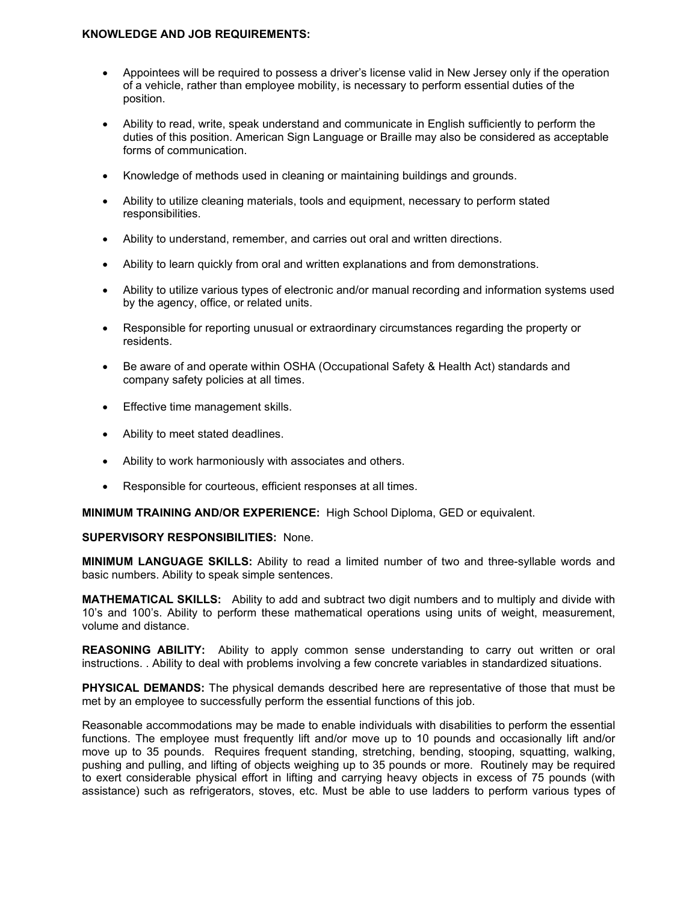**KNOWLEDGE AND JOB REQUIREMENTS:**

- Appointees will be required to possess a driver's license valid in New Jersey only if the operation of a vehicle, rather than employee mobility, is necessary to perform essential duties of the position.
- Ability to read, write, speak understand and communicate in English sufficiently to perform the duties of this position. American Sign Language or Braille may also be considered as acceptable forms of communication.
- Knowledge of methods used in cleaning or maintaining buildings and grounds.
- Ability to utilize cleaning materials, tools and equipment, necessary to perform stated responsibilities.
- Ability to understand, remember, and carries out oral and written directions.
- Ability to learn quickly from oral and written explanations and from demonstrations.
- Ability to utilize various types of electronic and/or manual recording and information systems used by the agency, office, or related units.
- Responsible for reporting unusual or extraordinary circumstances regarding the property or residents.
- Be aware of and operate within OSHA (Occupational Safety & Health Act) standards and company safety policies at all times.
- Effective time management skills.
- Ability to meet stated deadlines.
- Ability to work harmoniously with associates and others.
- Responsible for courteous, efficient responses at all times.

**MINIMUM TRAINING AND/OR EXPERIENCE:** High School Diploma, GED or equivalent.

**SUPERVISORY RESPONSIBILITIES:** None.

**MINIMUM LANGUAGE SKILLS:** Ability to read a limited number of two and three-syllable words and basic numbers. Ability to speak simple sentences.

**MATHEMATICAL SKILLS:** Ability to add and subtract two digit numbers and to multiply and divide with 10's and 100's. Ability to perform these mathematical operations using units of weight, measurement, volume and distance.

**REASONING ABILITY:** Ability to apply common sense understanding to carry out written or oral instructions. . Ability to deal with problems involving a few concrete variables in standardized situations.

**PHYSICAL DEMANDS:** The physical demands described here are representative of those that must be met by an employee to successfully perform the essential functions of this job.

Reasonable accommodations may be made to enable individuals with disabilities to perform the essential functions. The employee must frequently lift and/or move up to 10 pounds and occasionally lift and/or move up to 35 pounds. Requires frequent standing, stretching, bending, stooping, squatting, walking, pushing and pulling, and lifting of objects weighing up to 35 pounds or more. Routinely may be required to exert considerable physical effort in lifting and carrying heavy objects in excess of 75 pounds (with assistance) such as refrigerators, stoves, etc. Must be able to use ladders to perform various types of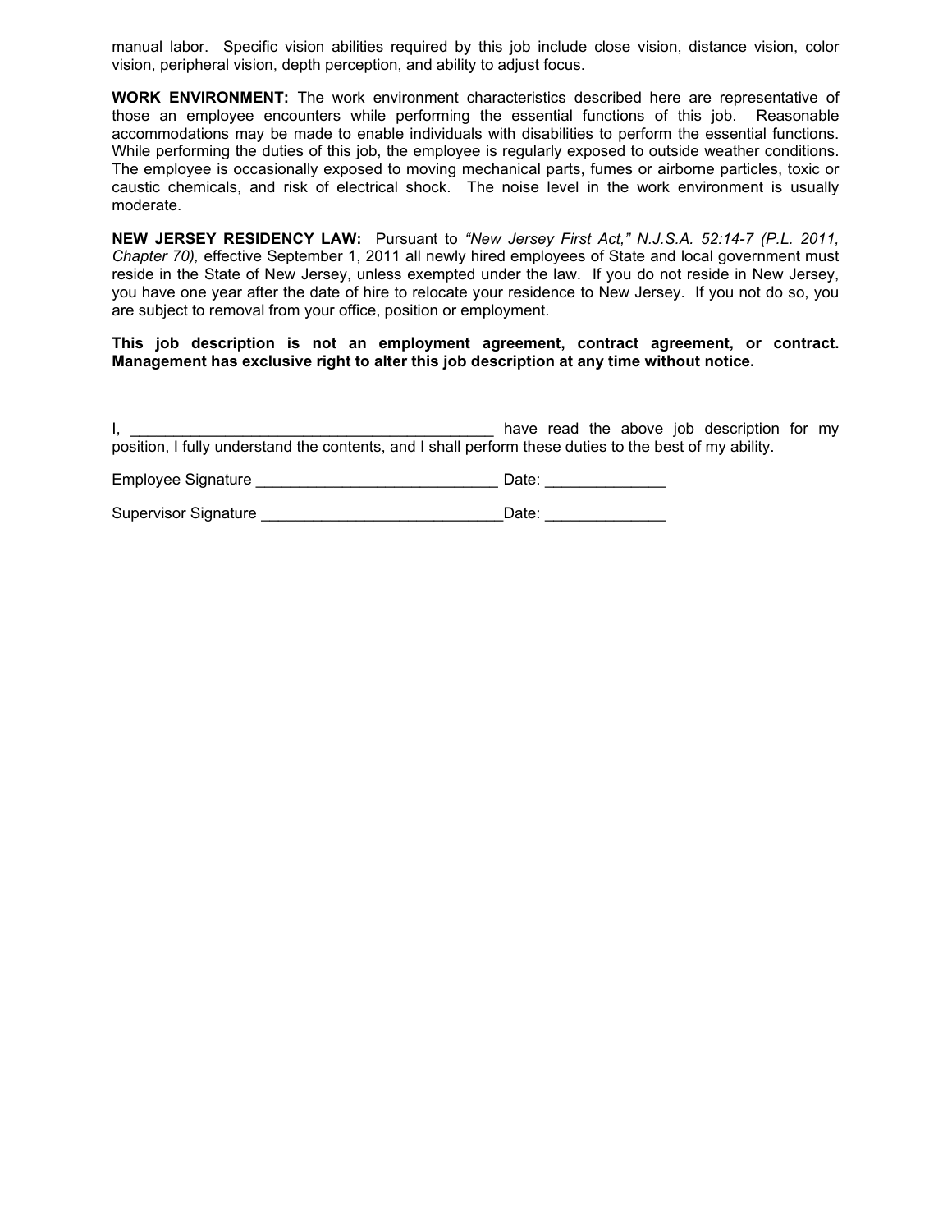manual labor. Specific vision abilities required by this job include close vision, distance vision, color vision, peripheral vision, depth perception, and ability to adjust focus.

**WORK ENVIRONMENT:** The work environment characteristics described here are representative of those an employee encounters while performing the essential functions of this job. Reasonable accommodations may be made to enable individuals with disabilities to perform the essential functions. While performing the duties of this job, the employee is regularly exposed to outside weather conditions. The employee is occasionally exposed to moving mechanical parts, fumes or airborne particles, toxic or caustic chemicals, and risk of electrical shock. The noise level in the work environment is usually moderate.

**NEW JERSEY RESIDENCY LAW:** Pursuant to *"New Jersey First Act," N.J.S.A. 52:14-7 (P.L. 2011, Chapter 70),* effective September 1, 2011 all newly hired employees of State and local government must reside in the State of New Jersey, unless exempted under the law. If you do not reside in New Jersey, you have one year after the date of hire to relocate your residence to New Jersey. If you not do so, you are subject to removal from your office, position or employment.

**This job description is not an employment agreement, contract agreement, or contract. Management has exclusive right to alter this job description at any time without notice.**

I, ___________________________________________ have read the above job description for my position, I fully understand the contents, and I shall perform these duties to the best of my ability.

Employee Signature ____________________________ Date: _____________

Supervisor Signature ____________________________Date: _____________